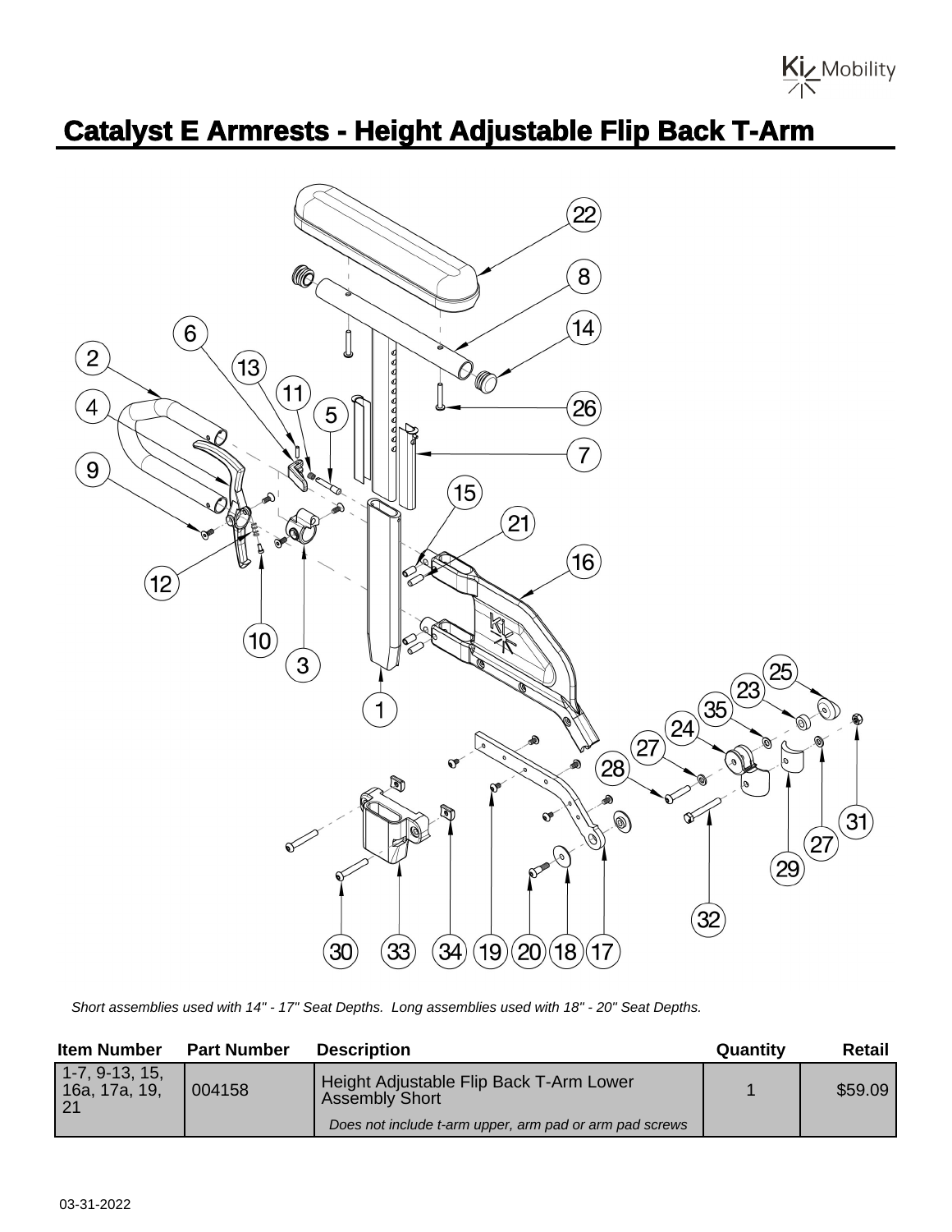# Catalyst E Armrests - Height Adjustable Flip Back T-Arm

*Short assemblies used with 14" - 17" Seat Depths. Long assemblies used with 18" - 20" Seat Depths.*

| Item Number | Part Number | Description | Quantity | Retail |
|---|---|---|---|---|
| 1-7, 9-13, 15, 16a, 17a, 19, 21 | 004158 | Height Adjustable Flip Back T-Arm Lower Assembly Short *Does not include t-arm upper, arm pad or arm pad screws* | 1 | $59.09 |

03-31-2022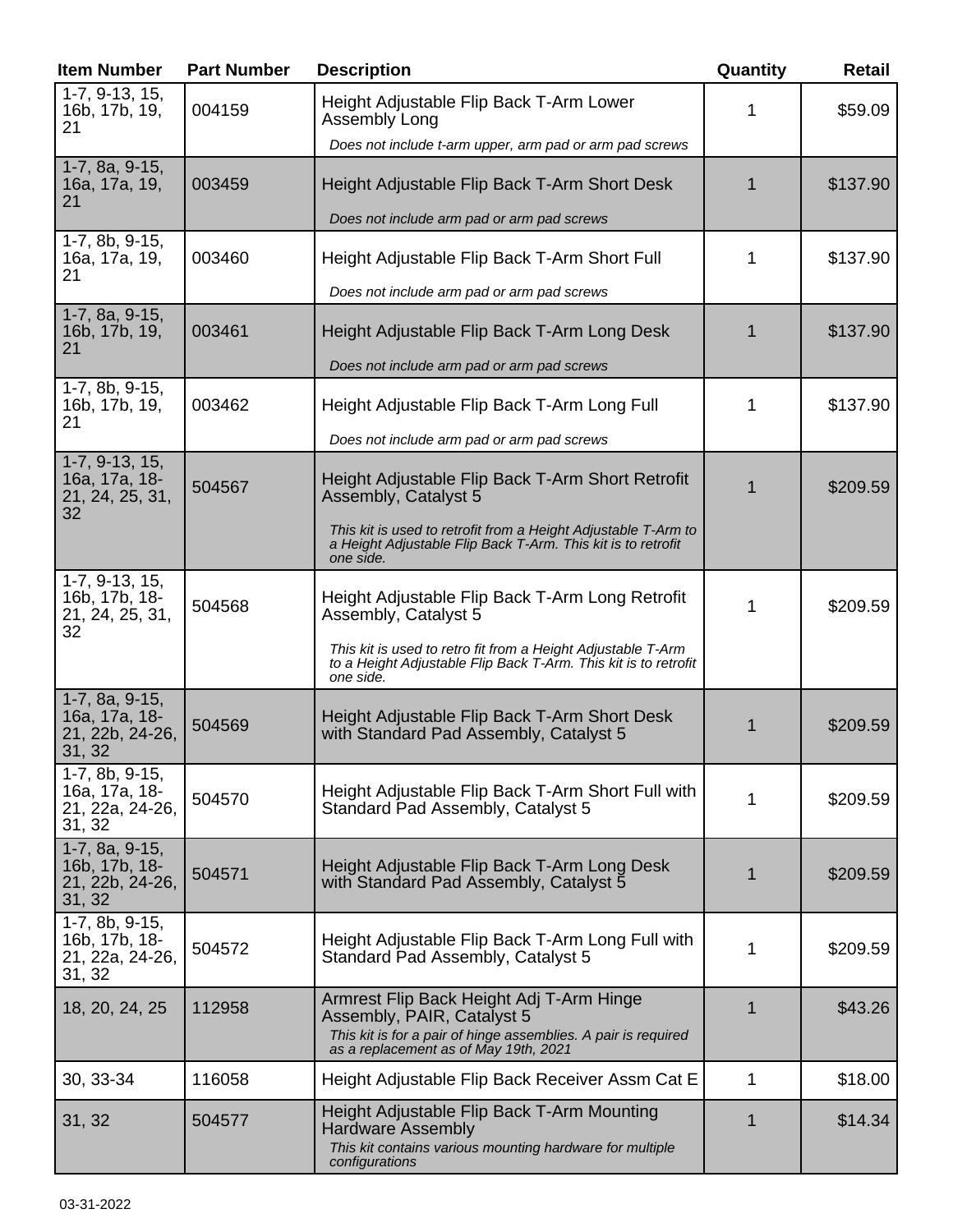| Item Number | Part Number | Description | Quantity | Retail |
|---|---|---|---|---|
| 1-7, 9-13, 15, 16b, 17b, 19, 21 | 004159 | Height Adjustable Flip Back T-Arm Lower Assembly Long<br>*Does not include t-arm upper, arm pad or arm pad screws* | 1 | $59.09 |
| 1-7, 8a, 9-15, 16a, 17a, 19, 21 | 003459 | Height Adjustable Flip Back T-Arm Short Desk<br>*Does not include arm pad or arm pad screws* | 1 | $137.90 |
| 1-7, 8b, 9-15, 16a, 17a, 19, 21 | 003460 | Height Adjustable Flip Back T-Arm Short Full<br>*Does not include arm pad or arm pad screws* | 1 | $137.90 |
| 1-7, 8a, 9-15, 16b, 17b, 19, 21 | 003461 | Height Adjustable Flip Back T-Arm Long Desk<br>*Does not include arm pad or arm pad screws* | 1 | $137.90 |
| 1-7, 8b, 9-15, 16b, 17b, 19, 21 | 003462 | Height Adjustable Flip Back T-Arm Long Full<br>*Does not include arm pad or arm pad screws* | 1 | $137.90 |
| 1-7, 9-13, 15, 16a, 17a, 18-21, 24, 25, 31, 32 | 504567 | Height Adjustable Flip Back T-Arm Short Retrofit Assembly, Catalyst 5<br>*This kit is used to retrofit from a Height Adjustable T-Arm to a Height Adjustable Flip Back T-Arm. This kit is to retrofit one side.* | 1 | $209.59 |
| 1-7, 9-13, 15, 16b, 17b, 18-21, 24, 25, 31, 32 | 504568 | Height Adjustable Flip Back T-Arm Long Retrofit Assembly, Catalyst 5<br>*This kit is used to retro fit from a Height Adjustable T-Arm to a Height Adjustable Flip Back T-Arm. This kit is to retrofit one side.* | 1 | $209.59 |
| 1-7, 8a, 9-15, 16a, 17a, 18-21, 22b, 24-26, 31, 32 | 504569 | Height Adjustable Flip Back T-Arm Short Desk with Standard Pad Assembly, Catalyst 5 | 1 | $209.59 |
| 1-7, 8b, 9-15, 16a, 17a, 18-21, 22a, 24-26, 31, 32 | 504570 | Height Adjustable Flip Back T-Arm Short Full with Standard Pad Assembly, Catalyst 5 | 1 | $209.59 |
| 1-7, 8a, 9-15, 16b, 17b, 18-21, 22b, 24-26, 31, 32 | 504571 | Height Adjustable Flip Back T-Arm Long Desk with Standard Pad Assembly, Catalyst 5 | 1 | $209.59 |
| 1-7, 8b, 9-15, 16b, 17b, 18-21, 22a, 24-26, 31, 32 | 504572 | Height Adjustable Flip Back T-Arm Long Full with Standard Pad Assembly, Catalyst 5 | 1 | $209.59 |
| 18, 20, 24, 25 | 112958 | Armrest Flip Back Height Adj T-Arm Hinge Assembly, PAIR, Catalyst 5<br>*This kit is for a pair of hinge assemblies. A pair is required as a replacement as of May 19th, 2021* | 1 | $43.26 |
| 30, 33-34 | 116058 | Height Adjustable Flip Back Receiver Assm Cat E | 1 | $18.00 |
| 31, 32 | 504577 | Height Adjustable Flip Back T-Arm Mounting Hardware Assembly<br>*This kit contains various mounting hardware for multiple configurations* | 1 | $14.34 |

03-31-2022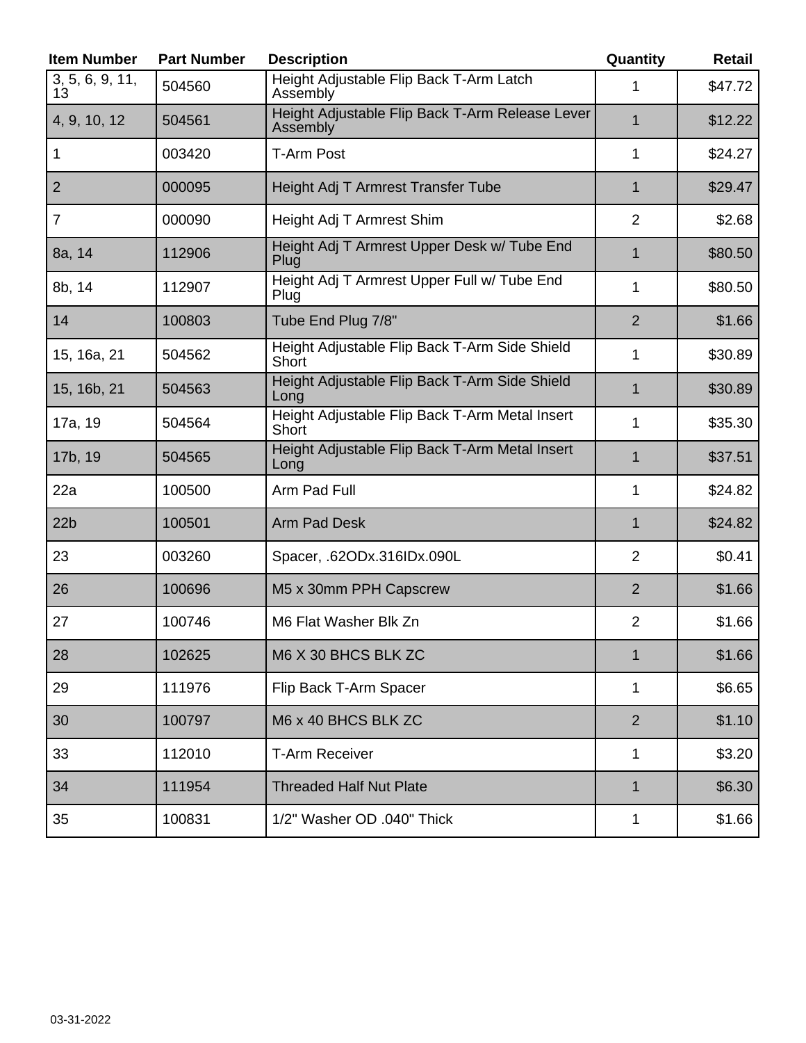| Item Number | Part Number | Description | Quantity | Retail |
|---|---|---|---|---|
| 3, 5, 6, 9, 11, 13 | 504560 | Height Adjustable Flip Back T-Arm Latch Assembly | 1 | $47.72 |
| 4, 9, 10, 12 | 504561 | Height Adjustable Flip Back T-Arm Release Lever Assembly | 1 | $12.22 |
| 1 | 003420 | T-Arm Post | 1 | $24.27 |
| 2 | 000095 | Height Adj T Armrest Transfer Tube | 1 | $29.47 |
| 7 | 000090 | Height Adj T Armrest Shim | 2 | $2.68 |
| 8a, 14 | 112906 | Height Adj T Armrest Upper Desk w/ Tube End Plug | 1 | $80.50 |
| 8b, 14 | 112907 | Height Adj T Armrest Upper Full w/ Tube End Plug | 1 | $80.50 |
| 14 | 100803 | Tube End Plug 7/8" | 2 | $1.66 |
| 15, 16a, 21 | 504562 | Height Adjustable Flip Back T-Arm Side Shield Short | 1 | $30.89 |
| 15, 16b, 21 | 504563 | Height Adjustable Flip Back T-Arm Side Shield Long | 1 | $30.89 |
| 17a, 19 | 504564 | Height Adjustable Flip Back T-Arm Metal Insert Short | 1 | $35.30 |
| 17b, 19 | 504565 | Height Adjustable Flip Back T-Arm Metal Insert Long | 1 | $37.51 |
| 22a | 100500 | Arm Pad Full | 1 | $24.82 |
| 22b | 100501 | Arm Pad Desk | 1 | $24.82 |
| 23 | 003260 | Spacer, .62ODx.316IDx.090L | 2 | $0.41 |
| 26 | 100696 | M5 x 30mm PPH Capscrew | 2 | $1.66 |
| 27 | 100746 | M6 Flat Washer Blk Zn | 2 | $1.66 |
| 28 | 102625 | M6 X 30 BHCS BLK ZC | 1 | $1.66 |
| 29 | 111976 | Flip Back T-Arm Spacer | 1 | $6.65 |
| 30 | 100797 | M6 x 40 BHCS BLK ZC | 2 | $1.10 |
| 33 | 112010 | T-Arm Receiver | 1 | $3.20 |
| 34 | 111954 | Threaded Half Nut Plate | 1 | $6.30 |
| 35 | 100831 | 1/2" Washer OD .040" Thick | 1 | $1.66 |

03-31-2022